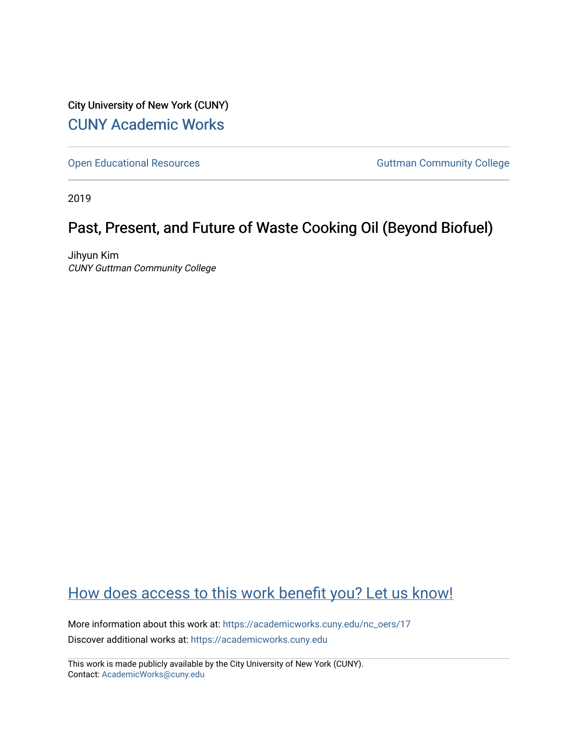City University of New York (CUNY)

CUNY Academic Works

Open Educational Resources

Guttman Community College

2019

# Past, Present, and Future of Waste Cooking Oil (Beyond Biofuel)

Jihyun Kim
*CUNY Guttman Community College*

How does access to this work benefit you? Let us know!

More information about this work at: https://academicworks.cuny.edu/nc_oers/17

Discover additional works at: https://academicworks.cuny.edu

This work is made publicly available by the City University of New York (CUNY).
Contact: AcademicWorks@cuny.edu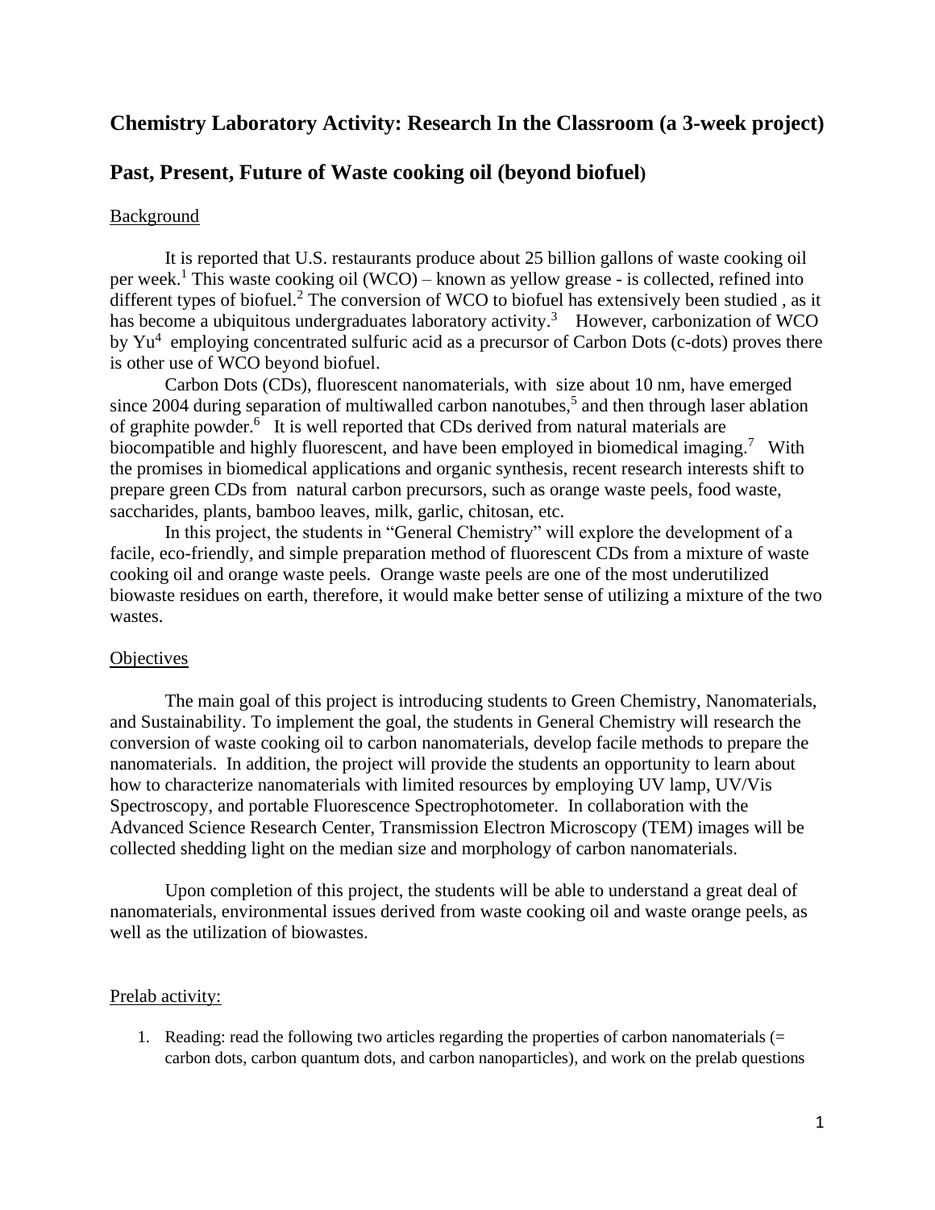## Chemistry Laboratory Activity: Research In the Classroom (a 3-week project)

## Past, Present, Future of Waste cooking oil (beyond biofuel)

### Background

It is reported that U.S. restaurants produce about 25 billion gallons of waste cooking oil per week.[1] This waste cooking oil (WCO) – known as yellow grease - is collected, refined into different types of biofuel.[2] The conversion of WCO to biofuel has extensively been studied , as it has become a ubiquitous undergraduates laboratory activity.[3] However, carbonization of WCO by Yu[4] employing concentrated sulfuric acid as a precursor of Carbon Dots (c-dots) proves there is other use of WCO beyond biofuel.

Carbon Dots (CDs), fluorescent nanomaterials, with size about 10 nm, have emerged since 2004 during separation of multiwalled carbon nanotubes,[5] and then through laser ablation of graphite powder.[6] It is well reported that CDs derived from natural materials are biocompatible and highly fluorescent, and have been employed in biomedical imaging.[7] With the promises in biomedical applications and organic synthesis, recent research interests shift to prepare green CDs from natural carbon precursors, such as orange waste peels, food waste, saccharides, plants, bamboo leaves, milk, garlic, chitosan, etc.

In this project, the students in "General Chemistry" will explore the development of a facile, eco-friendly, and simple preparation method of fluorescent CDs from a mixture of waste cooking oil and orange waste peels. Orange waste peels are one of the most underutilized biowaste residues on earth, therefore, it would make better sense of utilizing a mixture of the two wastes.

### Objectives

The main goal of this project is introducing students to Green Chemistry, Nanomaterials, and Sustainability. To implement the goal, the students in General Chemistry will research the conversion of waste cooking oil to carbon nanomaterials, develop facile methods to prepare the nanomaterials. In addition, the project will provide the students an opportunity to learn about how to characterize nanomaterials with limited resources by employing UV lamp, UV/Vis Spectroscopy, and portable Fluorescence Spectrophotometer. In collaboration with the Advanced Science Research Center, Transmission Electron Microscopy (TEM) images will be collected shedding light on the median size and morphology of carbon nanomaterials.

Upon completion of this project, the students will be able to understand a great deal of nanomaterials, environmental issues derived from waste cooking oil and waste orange peels, as well as the utilization of biowastes.

### Prelab activity:

1. Reading: read the following two articles regarding the properties of carbon nanomaterials (= carbon dots, carbon quantum dots, and carbon nanoparticles), and work on the prelab questions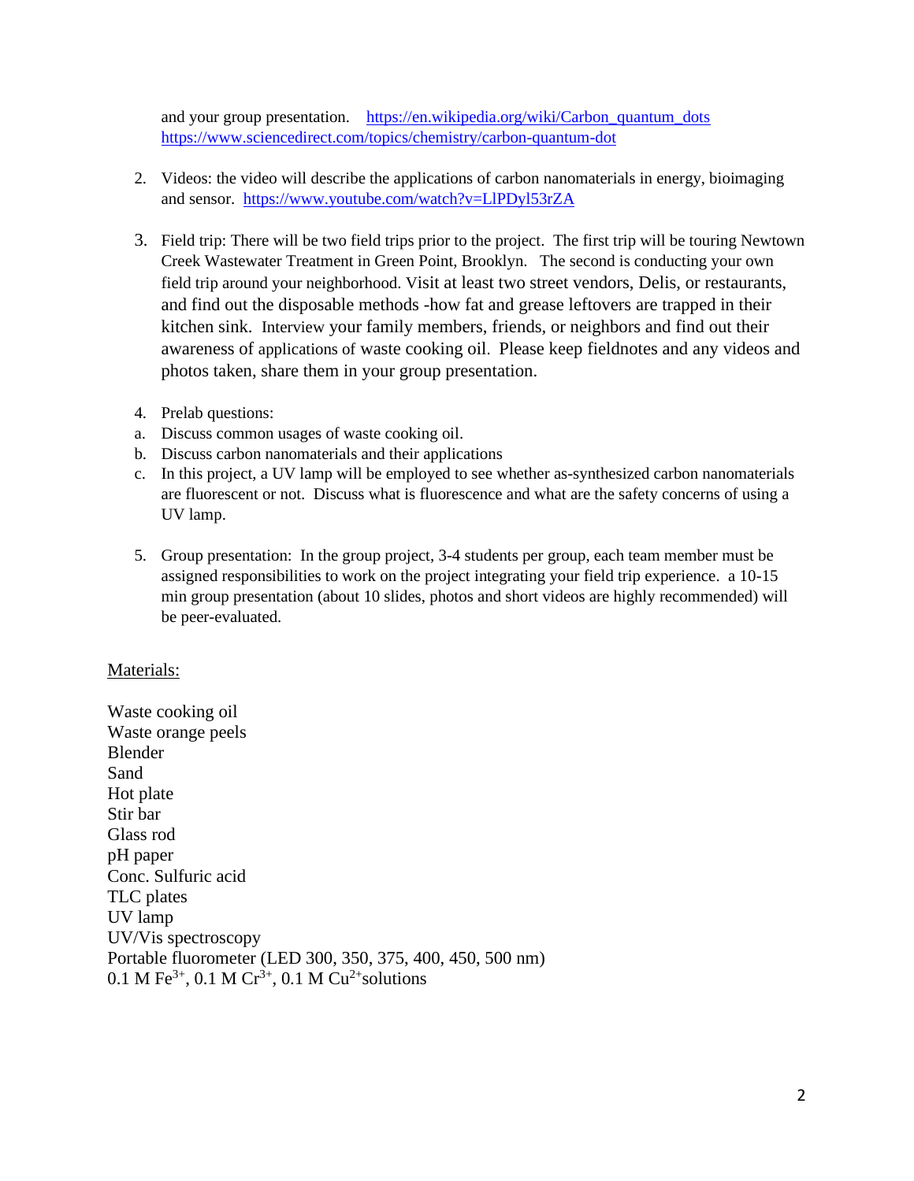and your group presentation. https://en.wikipedia.org/wiki/Carbon_quantum_dots https://www.sciencedirect.com/topics/chemistry/carbon-quantum-dot

2. Videos: the video will describe the applications of carbon nanomaterials in energy, bioimaging and sensor. https://www.youtube.com/watch?v=LlPDyl53rZA

3. Field trip: There will be two field trips prior to the project. The first trip will be touring Newtown Creek Wastewater Treatment in Green Point, Brooklyn. The second is conducting your own field trip around your neighborhood. Visit at least two street vendors, Delis, or restaurants, and find out the disposable methods -how fat and grease leftovers are trapped in their kitchen sink. Interview your family members, friends, or neighbors and find out their awareness of applications of waste cooking oil. Please keep fieldnotes and any videos and photos taken, share them in your group presentation.

4. Prelab questions:
   a. Discuss common usages of waste cooking oil.
   b. Discuss carbon nanomaterials and their applications
   c. In this project, a UV lamp will be employed to see whether as-synthesized carbon nanomaterials are fluorescent or not. Discuss what is fluorescence and what are the safety concerns of using a UV lamp.

5. Group presentation: In the group project, 3-4 students per group, each team member must be assigned responsibilities to work on the project integrating your field trip experience. a 10-15 min group presentation (about 10 slides, photos and short videos are highly recommended) will be peer-evaluated.

Materials:

Waste cooking oil
Waste orange peels
Blender
Sand
Hot plate
Stir bar
Glass rod
pH paper
Conc. Sulfuric acid
TLC plates
UV lamp
UV/Vis spectroscopy
Portable fluorometer (LED 300, 350, 375, 400, 450, 500 nm)
0.1 M $Fe^{3+}$, 0.1 M $Cr^{3+}$, 0.1 M $Cu^{2+}$solutions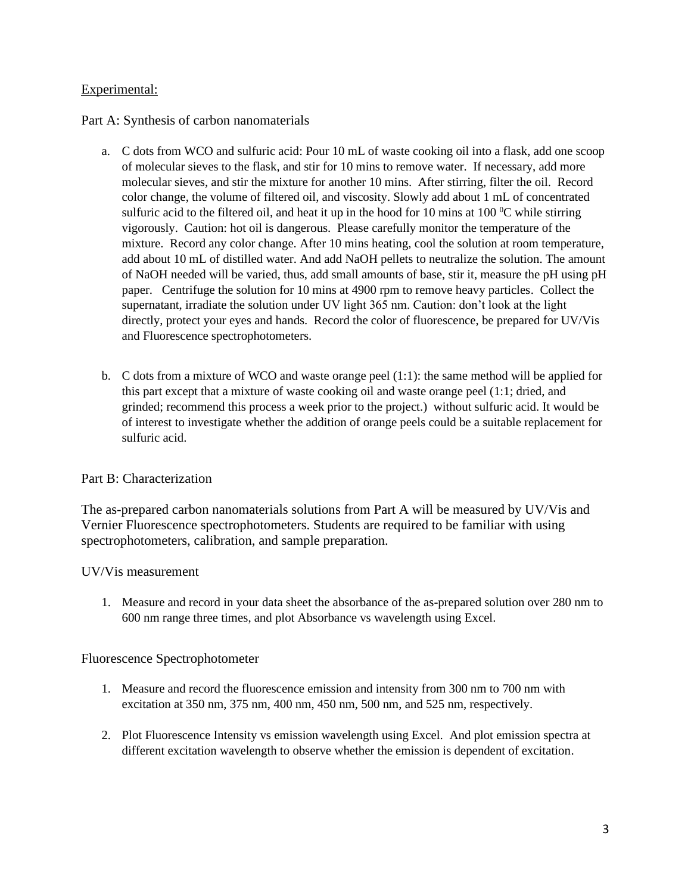Experimental:

Part A: Synthesis of carbon nanomaterials

a. C dots from WCO and sulfuric acid: Pour 10 mL of waste cooking oil into a flask, add one scoop of molecular sieves to the flask, and stir for 10 mins to remove water. If necessary, add more molecular sieves, and stir the mixture for another 10 mins. After stirring, filter the oil. Record color change, the volume of filtered oil, and viscosity. Slowly add about 1 mL of concentrated sulfuric acid to the filtered oil, and heat it up in the hood for 10 mins at 100 $^0$C while stirring vigorously. Caution: hot oil is dangerous. Please carefully monitor the temperature of the mixture. Record any color change. After 10 mins heating, cool the solution at room temperature, add about 10 mL of distilled water. And add NaOH pellets to neutralize the solution. The amount of NaOH needed will be varied, thus, add small amounts of base, stir it, measure the pH using pH paper. Centrifuge the solution for 10 mins at 4900 rpm to remove heavy particles. Collect the supernatant, irradiate the solution under UV light 365 nm. Caution: don't look at the light directly, protect your eyes and hands. Record the color of fluorescence, be prepared for UV/Vis and Fluorescence spectrophotometers.

b. C dots from a mixture of WCO and waste orange peel (1:1): the same method will be applied for this part except that a mixture of waste cooking oil and waste orange peel (1:1; dried, and grinded; recommend this process a week prior to the project.) without sulfuric acid. It would be of interest to investigate whether the addition of orange peels could be a suitable replacement for sulfuric acid.

Part B: Characterization

The as-prepared carbon nanomaterials solutions from Part A will be measured by UV/Vis and Vernier Fluorescence spectrophotometers. Students are required to be familiar with using spectrophotometers, calibration, and sample preparation.

UV/Vis measurement

1. Measure and record in your data sheet the absorbance of the as-prepared solution over 280 nm to 600 nm range three times, and plot Absorbance vs wavelength using Excel.

Fluorescence Spectrophotometer

1. Measure and record the fluorescence emission and intensity from 300 nm to 700 nm with excitation at 350 nm, 375 nm, 400 nm, 450 nm, 500 nm, and 525 nm, respectively.

2. Plot Fluorescence Intensity vs emission wavelength using Excel. And plot emission spectra at different excitation wavelength to observe whether the emission is dependent of excitation.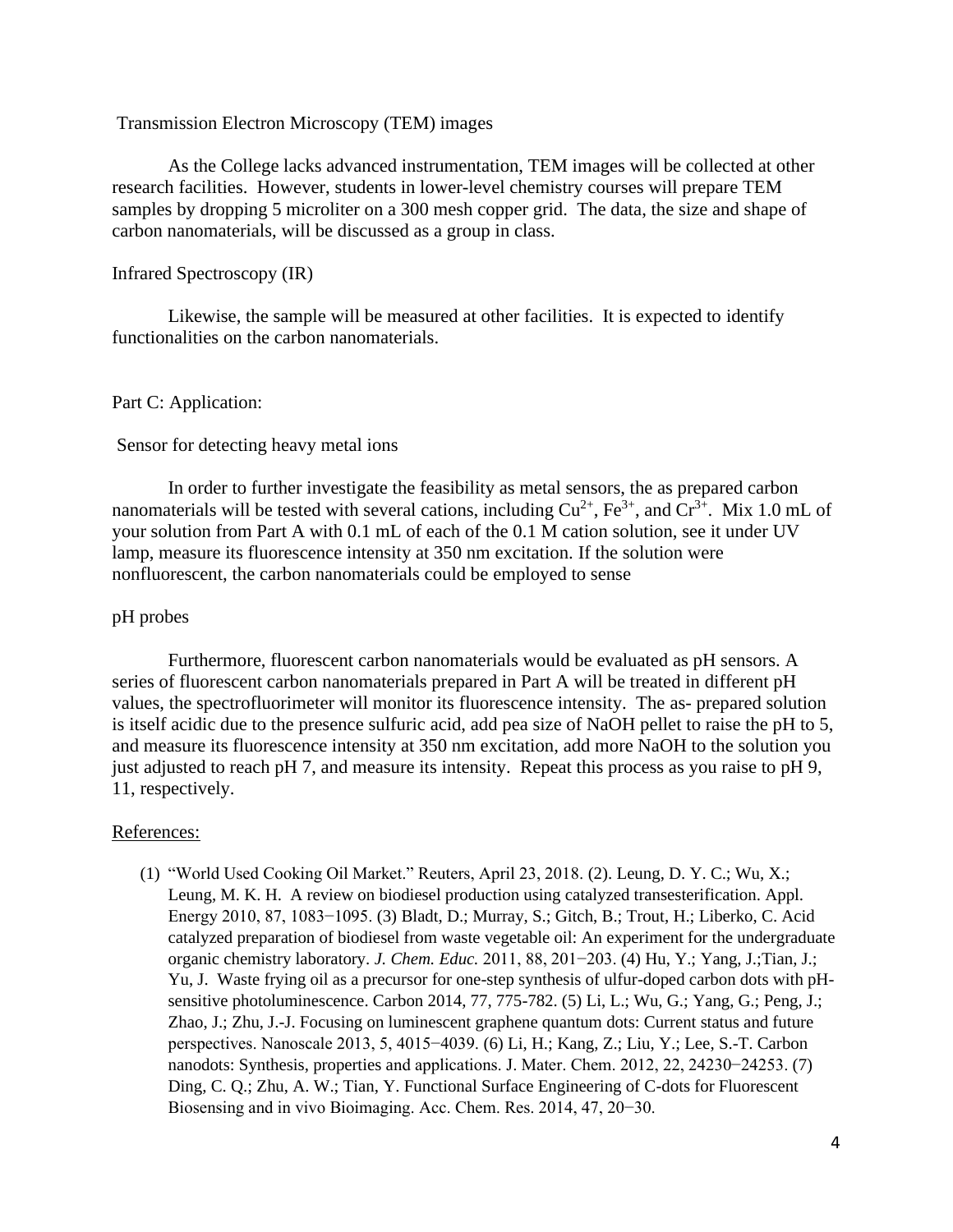### Transmission Electron Microscopy (TEM) images

As the College lacks advanced instrumentation, TEM images will be collected at other research facilities. However, students in lower-level chemistry courses will prepare TEM samples by dropping 5 microliter on a 300 mesh copper grid. The data, the size and shape of carbon nanomaterials, will be discussed as a group in class.

### Infrared Spectroscopy (IR)

Likewise, the sample will be measured at other facilities. It is expected to identify functionalities on the carbon nanomaterials.

## Part C: Application:

### Sensor for detecting heavy metal ions

In order to further investigate the feasibility as metal sensors, the as prepared carbon nanomaterials will be tested with several cations, including $Cu^{2+}$, $Fe^{3+}$, and $Cr^{3+}$. Mix 1.0 mL of your solution from Part A with 0.1 mL of each of the 0.1 M cation solution, see it under UV lamp, measure its fluorescence intensity at 350 nm excitation. If the solution were nonfluorescent, the carbon nanomaterials could be employed to sense

### pH probes

Furthermore, fluorescent carbon nanomaterials would be evaluated as pH sensors. A series of fluorescent carbon nanomaterials prepared in Part A will be treated in different pH values, the spectrofluorimeter will monitor its fluorescence intensity. The as- prepared solution is itself acidic due to the presence sulfuric acid, add pea size of NaOH pellet to raise the pH to 5, and measure its fluorescence intensity at 350 nm excitation, add more NaOH to the solution you just adjusted to reach pH 7, and measure its intensity. Repeat this process as you raise to pH 9, 11, respectively.

## References:

(1) "World Used Cooking Oil Market." Reuters, April 23, 2018. (2). Leung, D. Y. C.; Wu, X.; Leung, M. K. H. A review on biodiesel production using catalyzed transesterification. Appl. Energy 2010, 87, 1083−1095. (3) Bladt, D.; Murray, S.; Gitch, B.; Trout, H.; Liberko, C. Acid catalyzed preparation of biodiesel from waste vegetable oil: An experiment for the undergraduate organic chemistry laboratory. *J. Chem. Educ.* 2011, 88, 201−203. (4) Hu, Y.; Yang, J.;Tian, J.; Yu, J. Waste frying oil as a precursor for one-step synthesis of ulfur-doped carbon dots with pH-sensitive photoluminescence. Carbon 2014, 77, 775-782. (5) Li, L.; Wu, G.; Yang, G.; Peng, J.; Zhao, J.; Zhu, J.-J. Focusing on luminescent graphene quantum dots: Current status and future perspectives. Nanoscale 2013, 5, 4015−4039. (6) Li, H.; Kang, Z.; Liu, Y.; Lee, S.-T. Carbon nanodots: Synthesis, properties and applications. J. Mater. Chem. 2012, 22, 24230−24253. (7) Ding, C. Q.; Zhu, A. W.; Tian, Y. Functional Surface Engineering of C-dots for Fluorescent Biosensing and in vivo Bioimaging. Acc. Chem. Res. 2014, 47, 20−30.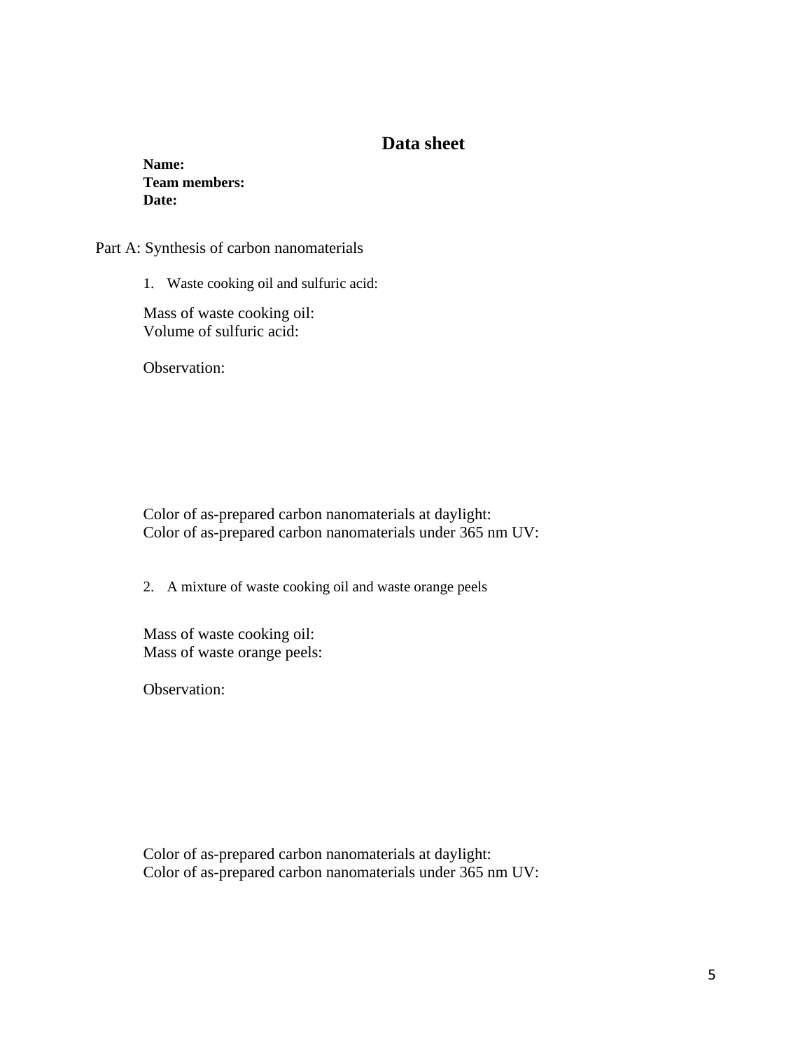## Data sheet

**Name:**
**Team members:**
**Date:**

Part A: Synthesis of carbon nanomaterials

1. Waste cooking oil and sulfuric acid:

Mass of waste cooking oil:
Volume of sulfuric acid:

Observation:

Color of as-prepared carbon nanomaterials at daylight:
Color of as-prepared carbon nanomaterials under 365 nm UV:

2. A mixture of waste cooking oil and waste orange peels

Mass of waste cooking oil:
Mass of waste orange peels:

Observation:

Color of as-prepared carbon nanomaterials at daylight:
Color of as-prepared carbon nanomaterials under 365 nm UV: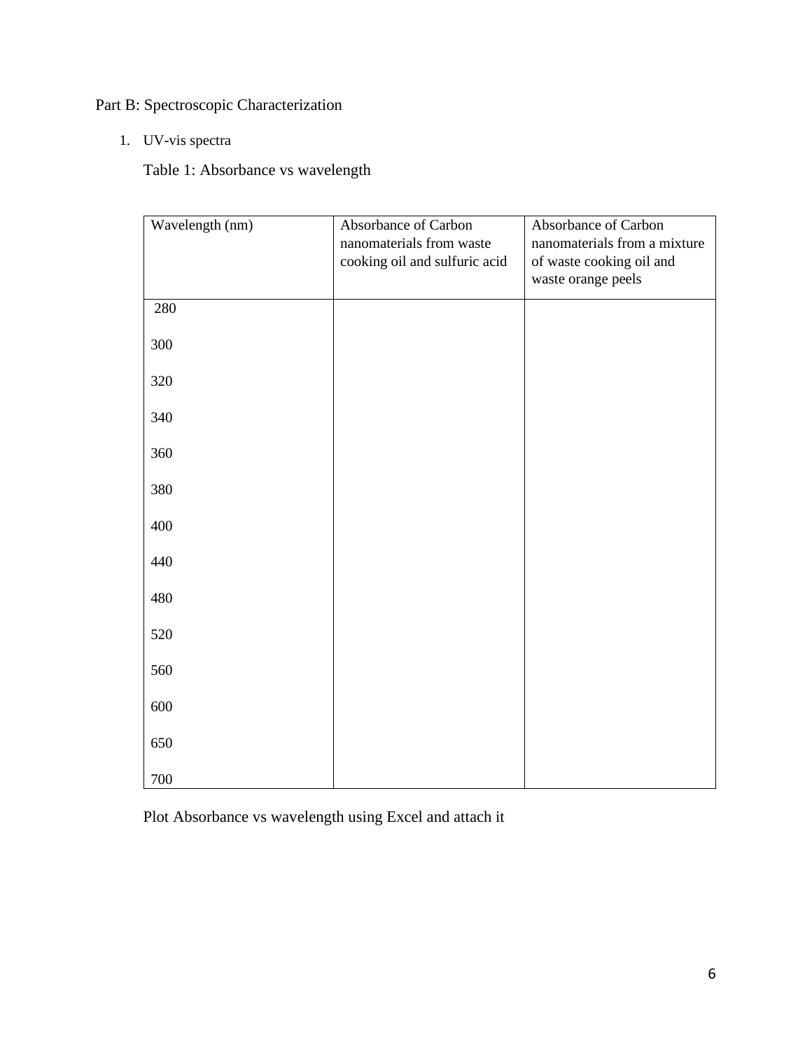## Part B: Spectroscopic Characterization

1. UV-vis spectra

Table 1: Absorbance vs wavelength

| Wavelength (nm) | Absorbance of Carbon nanomaterials from waste cooking oil and sulfuric acid | Absorbance of Carbon nanomaterials from a mixture of waste cooking oil and waste orange peels |
|---|---|---|
| 280 | | |
| 300 | | |
| 320 | | |
| 340 | | |
| 360 | | |
| 380 | | |
| 400 | | |
| 440 | | |
| 480 | | |
| 520 | | |
| 560 | | |
| 600 | | |
| 650 | | |
| 700 | | |

Plot Absorbance vs wavelength using Excel and attach it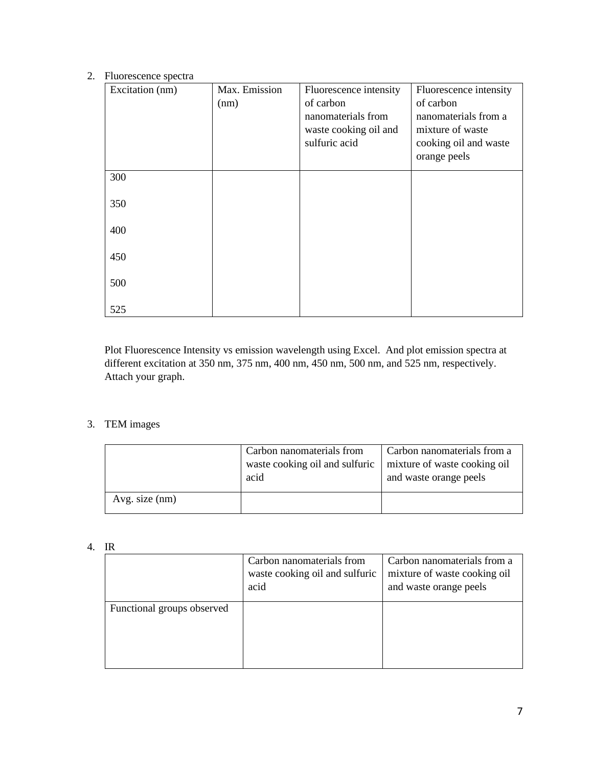2. Fluorescence spectra

| Excitation (nm) | Max. Emission (nm) | Fluorescence intensity of carbon nanomaterials from waste cooking oil and sulfuric acid | Fluorescence intensity of carbon nanomaterials from a mixture of waste cooking oil and waste orange peels |
|---|---|---|---|
| 300 | | | |
| 350 | | | |
| 400 | | | |
| 450 | | | |
| 500 | | | |
| 525 | | | |

Plot Fluorescence Intensity vs emission wavelength using Excel. And plot emission spectra at different excitation at 350 nm, 375 nm, 400 nm, 450 nm, 500 nm, and 525 nm, respectively. Attach your graph.

3. TEM images

| | Carbon nanomaterials from waste cooking oil and sulfuric acid | Carbon nanomaterials from a mixture of waste cooking oil and waste orange peels |
|---|---|---|
| Avg. size (nm) | | |

4. IR

| | Carbon nanomaterials from waste cooking oil and sulfuric acid | Carbon nanomaterials from a mixture of waste cooking oil and waste orange peels |
|---|---|---|
| Functional groups observed | | |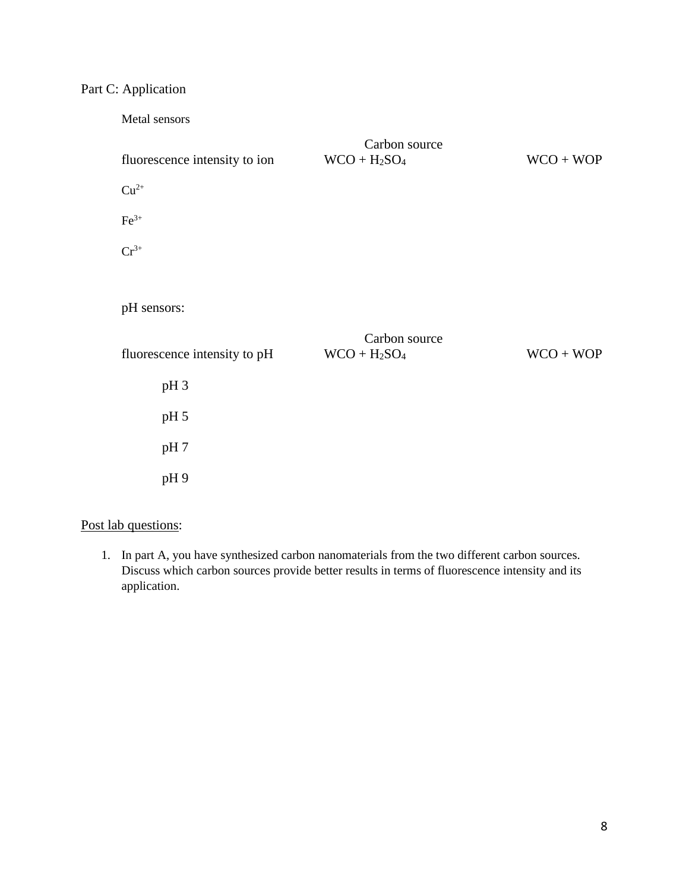Part C: Application

Metal sensors

| fluorescence intensity to ion | Carbon source<br>WCO + $H_2SO_4$ | WCO + WOP |
|---|---|---|
| $Cu^{2+}$ | | |
| $Fe^{3+}$ | | |
| $Cr^{3+}$ | | |

pH sensors:

| fluorescence intensity to pH | Carbon source<br>WCO + $H_2SO_4$ | WCO + WOP |
|---|---|---|
| pH 3 | | |
| pH 5 | | |
| pH 7 | | |
| pH 9 | | |

Post lab questions:

1. In part A, you have synthesized carbon nanomaterials from the two different carbon sources. Discuss which carbon sources provide better results in terms of fluorescence intensity and its application.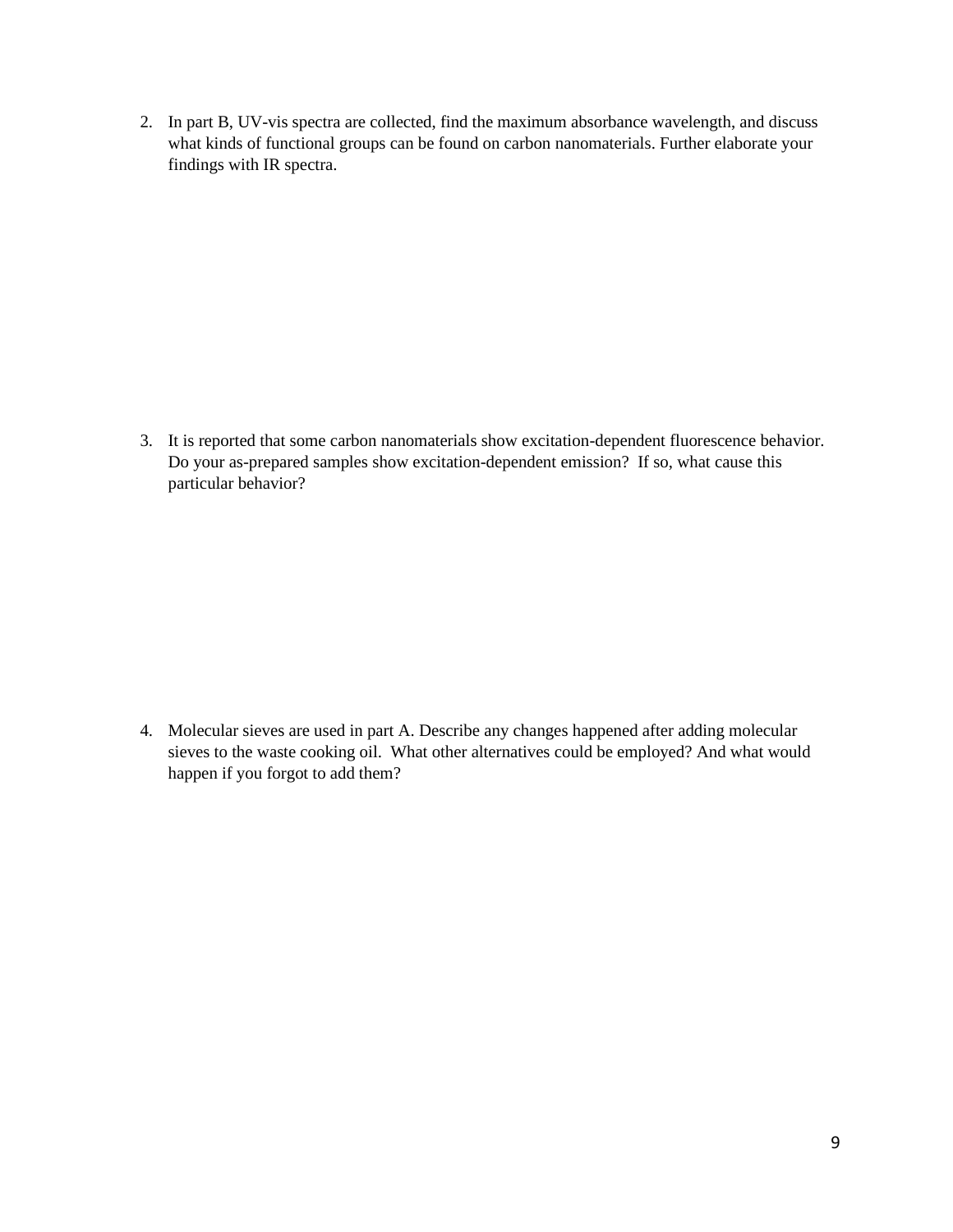2. In part B, UV-vis spectra are collected, find the maximum absorbance wavelength, and discuss what kinds of functional groups can be found on carbon nanomaterials. Further elaborate your findings with IR spectra.

3. It is reported that some carbon nanomaterials show excitation-dependent fluorescence behavior. Do your as-prepared samples show excitation-dependent emission? If so, what cause this particular behavior?

4. Molecular sieves are used in part A. Describe any changes happened after adding molecular sieves to the waste cooking oil. What other alternatives could be employed? And what would happen if you forgot to add them?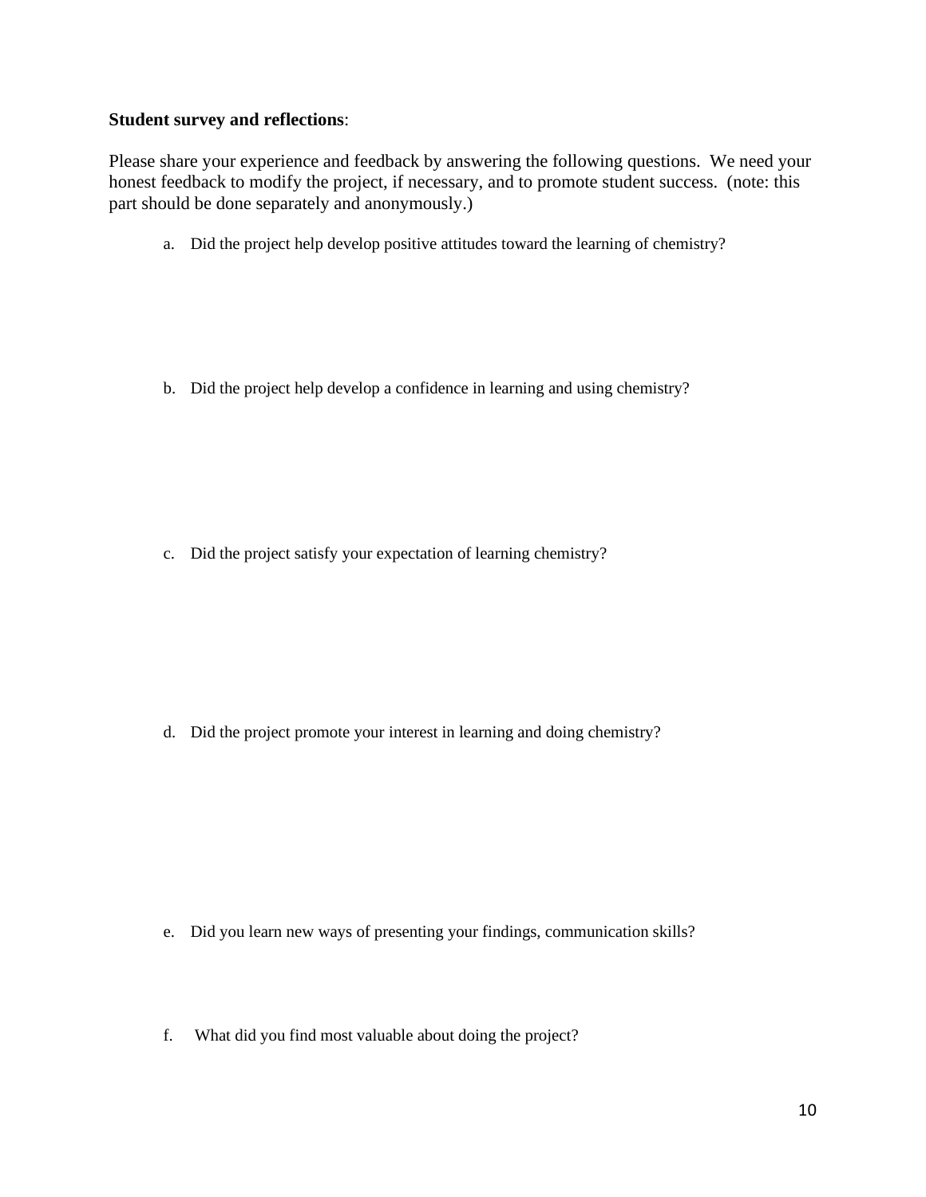**Student survey and reflections**:

Please share your experience and feedback by answering the following questions. We need your honest feedback to modify the project, if necessary, and to promote student success. (note: this part should be done separately and anonymously.)

a. Did the project help develop positive attitudes toward the learning of chemistry?

b. Did the project help develop a confidence in learning and using chemistry?

c. Did the project satisfy your expectation of learning chemistry?

d. Did the project promote your interest in learning and doing chemistry?

e. Did you learn new ways of presenting your findings, communication skills?

f. What did you find most valuable about doing the project?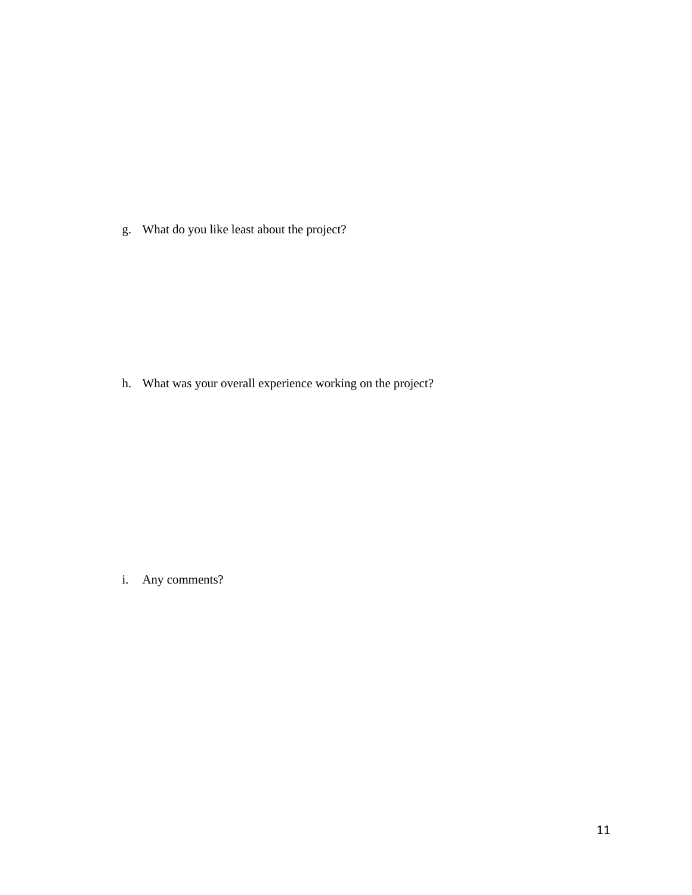g. What do you like least about the project?

h. What was your overall experience working on the project?

i. Any comments?